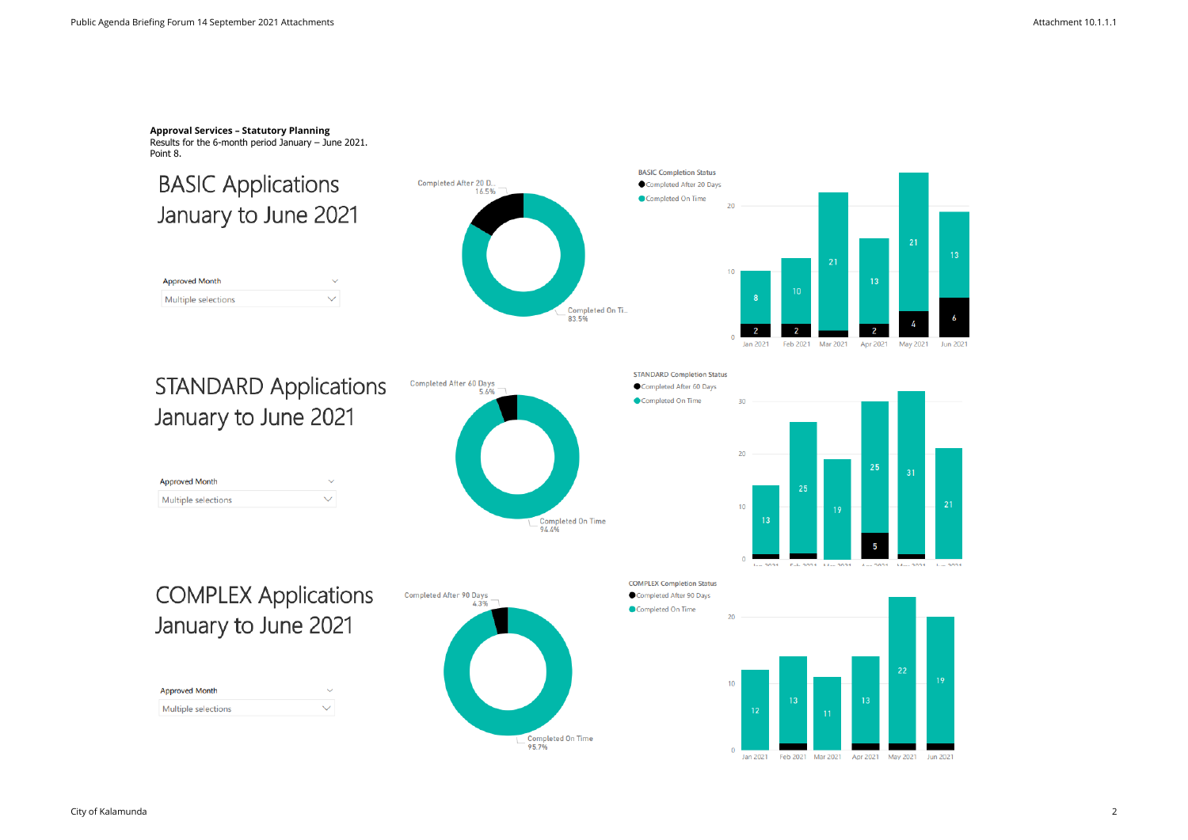**Approval Services – Statutory Planning**
Results for the 6-month period January – June 2021.
Point 8.

# BASIC Applications January to June 2021

Approved Month
Multiple selections

Completed After 20 D... 16.5%
Completed On Ti... 83.5%

BASIC Completion Status
- Completed After 20 Days
- Completed On Time

| Month | Completed After 20 Days | Completed On Time |
|---|---|---|
| Jan 2021 | 2 | 8 |
| Feb 2021 | 2 | 10 |
| Mar 2021 | | 21 |
| Apr 2021 | 2 | 13 |
| May 2021 | 4 | 21 |
| Jun 2021 | 6 | 13 |

# STANDARD Applications January to June 2021

Approved Month
Multiple selections

Completed After 60 Days 5.6%
Completed On Time 94.4%

STANDARD Completion Status
- Completed After 60 Days
- Completed On Time

| Month | Completed After 60 Days | Completed On Time |
|---|---|---|
| Jan 2021 | | 13 |
| Feb 2021 | | 25 |
| Mar 2021 | | 19 |
| Apr 2021 | 5 | 25 |
| May 2021 | | 31 |
| Jun 2021 | | 21 |

# COMPLEX Applications January to June 2021

Approved Month
Multiple selections

Completed After 90 Days 4.3%
Completed On Time 95.7%

COMPLEX Completion Status
- Completed After 90 Days
- Completed On Time

| Month | Completed After 90 Days | Completed On Time |
|---|---|---|
| Jan 2021 | | 12 |
| Feb 2021 | | 13 |
| Mar 2021 | | 11 |
| Apr 2021 | | 13 |
| May 2021 | | 22 |
| Jun 2021 | | 19 |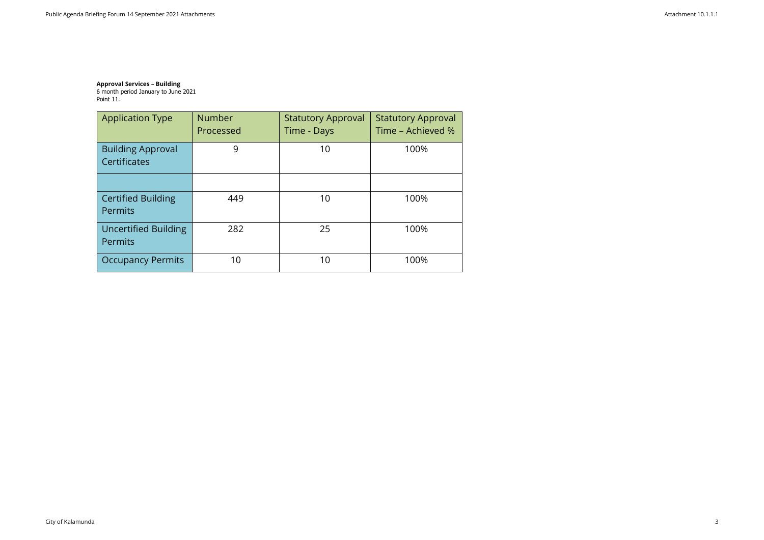**Approval Services – Building**
6 month period January to June 2021
Point 11.

| Application Type | Number Processed | Statutory Approval Time - Days | Statutory Approval Time – Achieved % |
|---|---|---|---|
| Building Approval Certificates | 9 | 10 | 100% |
| | | | |
| Certified Building Permits | 449 | 10 | 100% |
| Uncertified Building Permits | 282 | 25 | 100% |
| Occupancy Permits | 10 | 10 | 100% |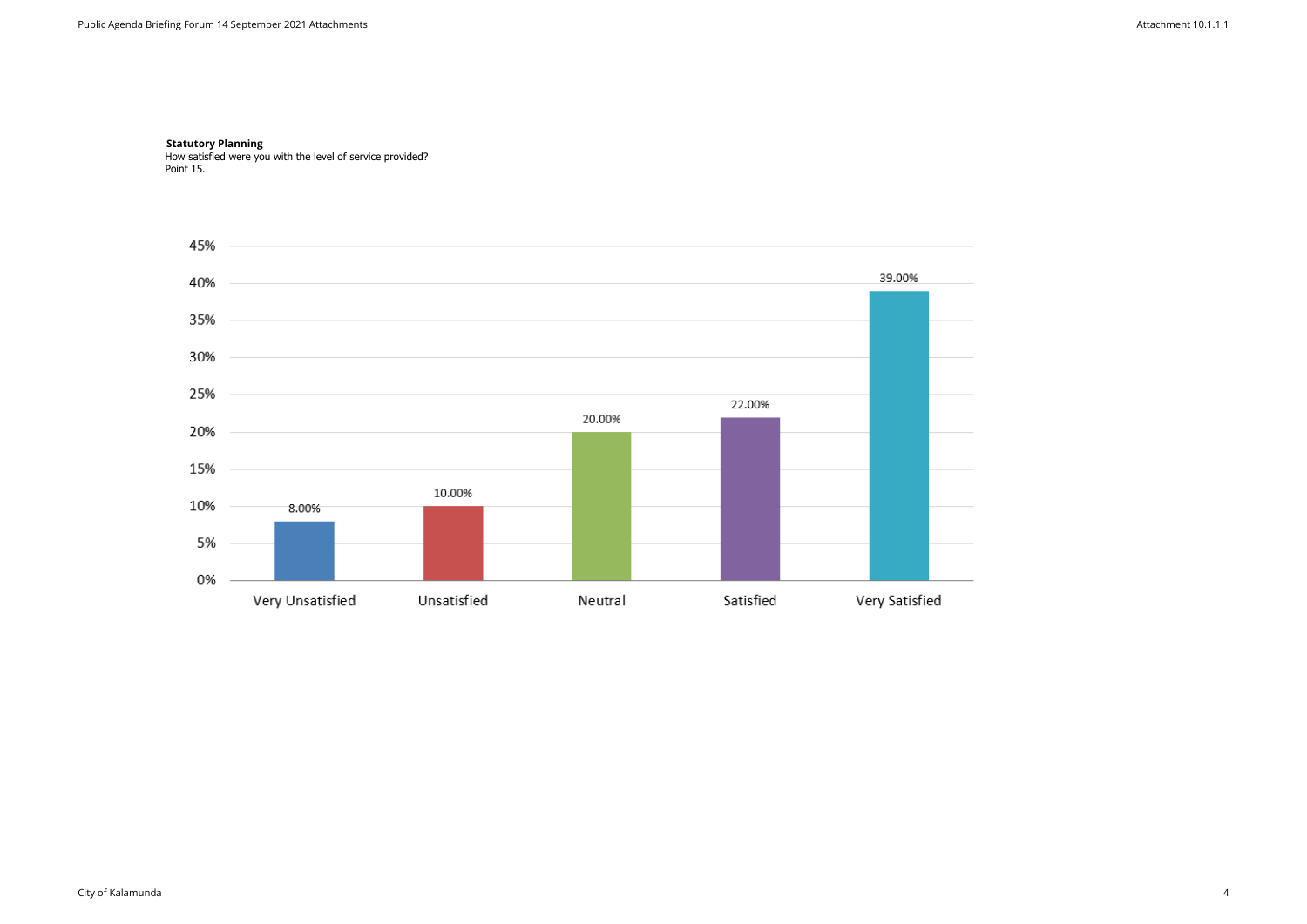**Statutory Planning**
How satisfied were you with the level of service provided?
Point 15.

| Response | Percentage |
| --- | --- |
| Very Unsatisfied | 8.00% |
| Unsatisfied | 10.00% |
| Neutral | 20.00% |
| Satisfied | 22.00% |
| Very Satisfied | 39.00% |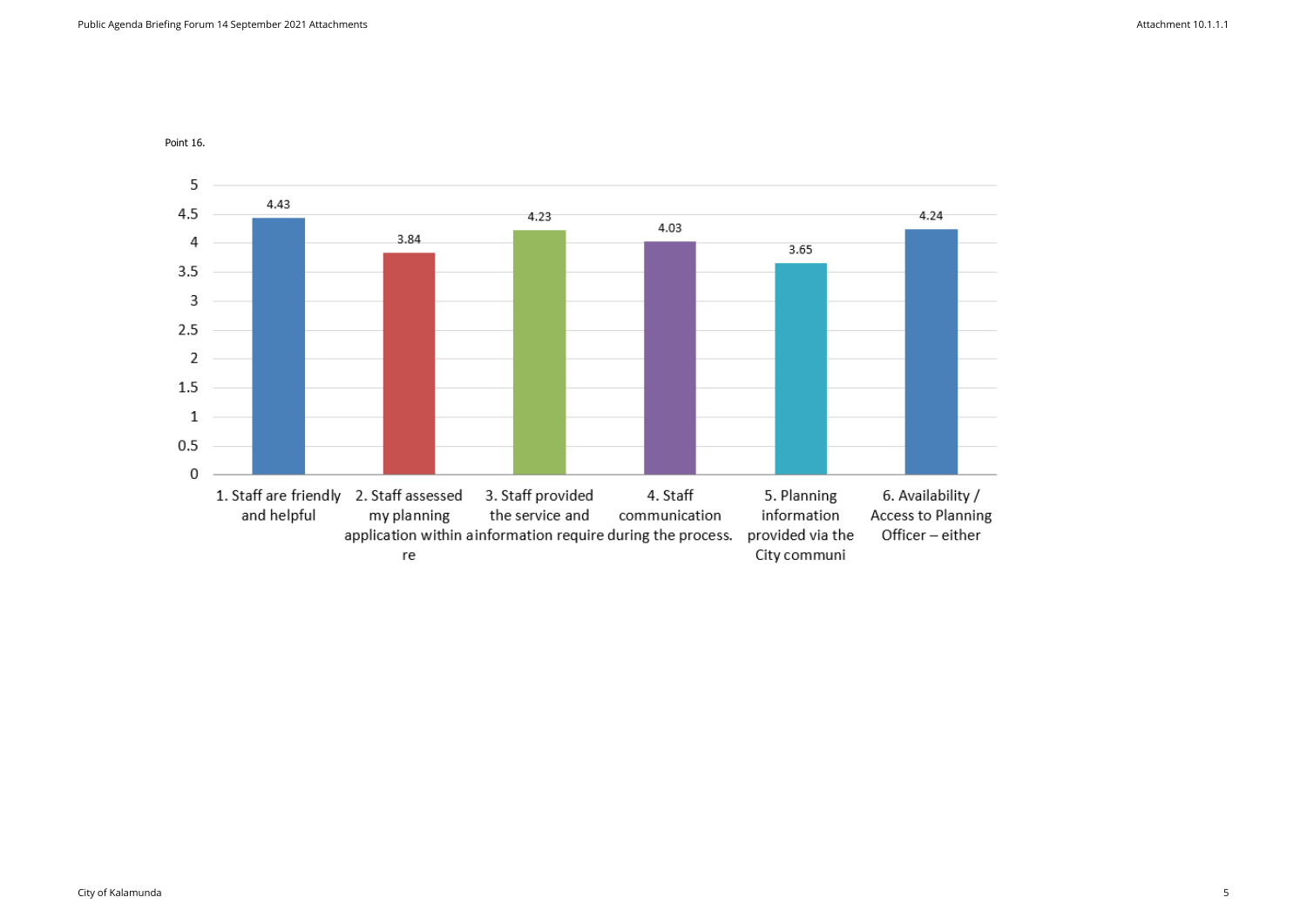Point 16.

| Item | Score |
|---|---|
| 1. Staff are friendly and helpful | 4.43 |
| 2. Staff assessed my planning application within a re | 3.84 |
| 3. Staff provided the service and information require | 4.23 |
| 4. Staff communication during the process. | 4.03 |
| 5. Planning information provided via the City communi | 3.65 |
| 6. Availability / Access to Planning Officer – either | 4.24 |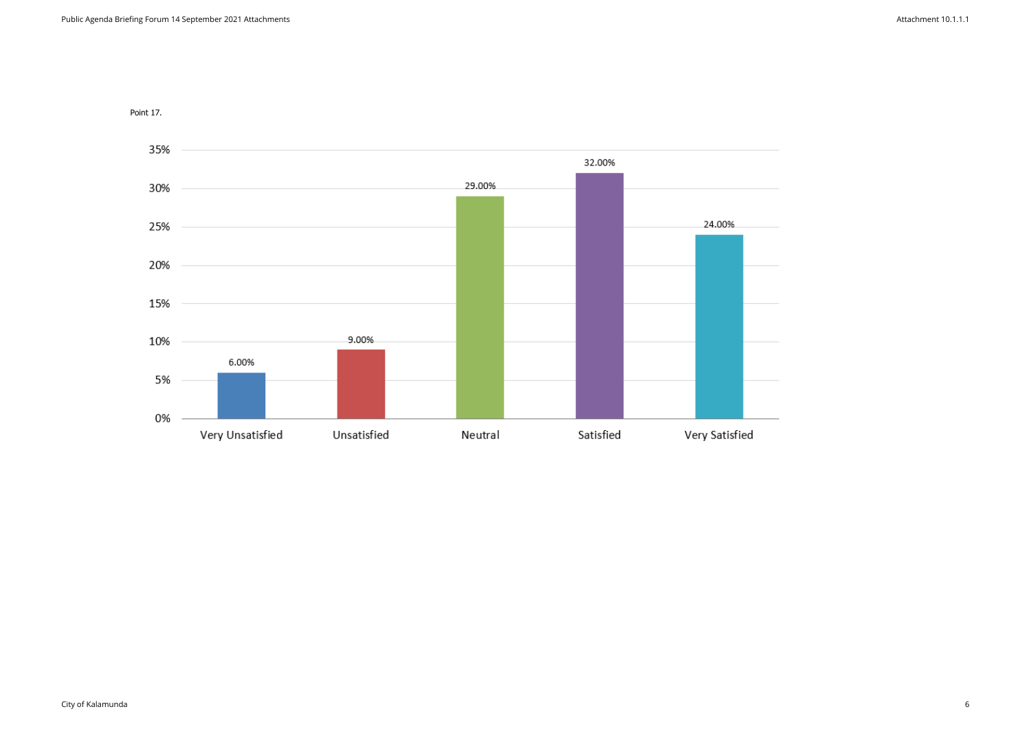Point 17.

| Response | Percentage |
| --- | --- |
| Very Unsatisfied | 6.00% |
| Unsatisfied | 9.00% |
| Neutral | 29.00% |
| Satisfied | 32.00% |
| Very Satisfied | 24.00% |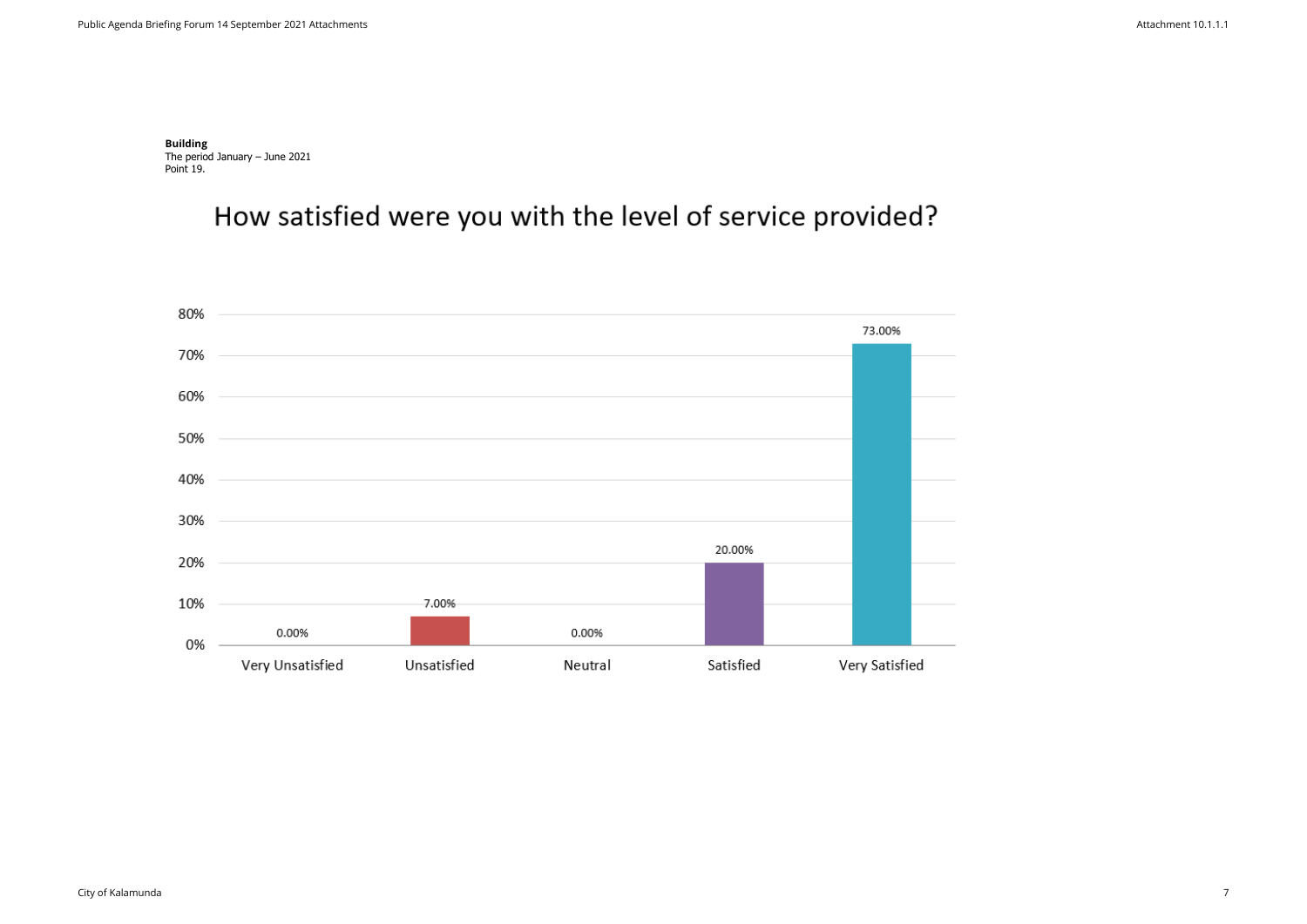**Building**
The period January – June 2021
Point 19.

## How satisfied were you with the level of service provided?

| Response | Percentage |
| --- | --- |
| Very Unsatisfied | 0.00% |
| Unsatisfied | 7.00% |
| Neutral | 0.00% |
| Satisfied | 20.00% |
| Very Satisfied | 73.00% |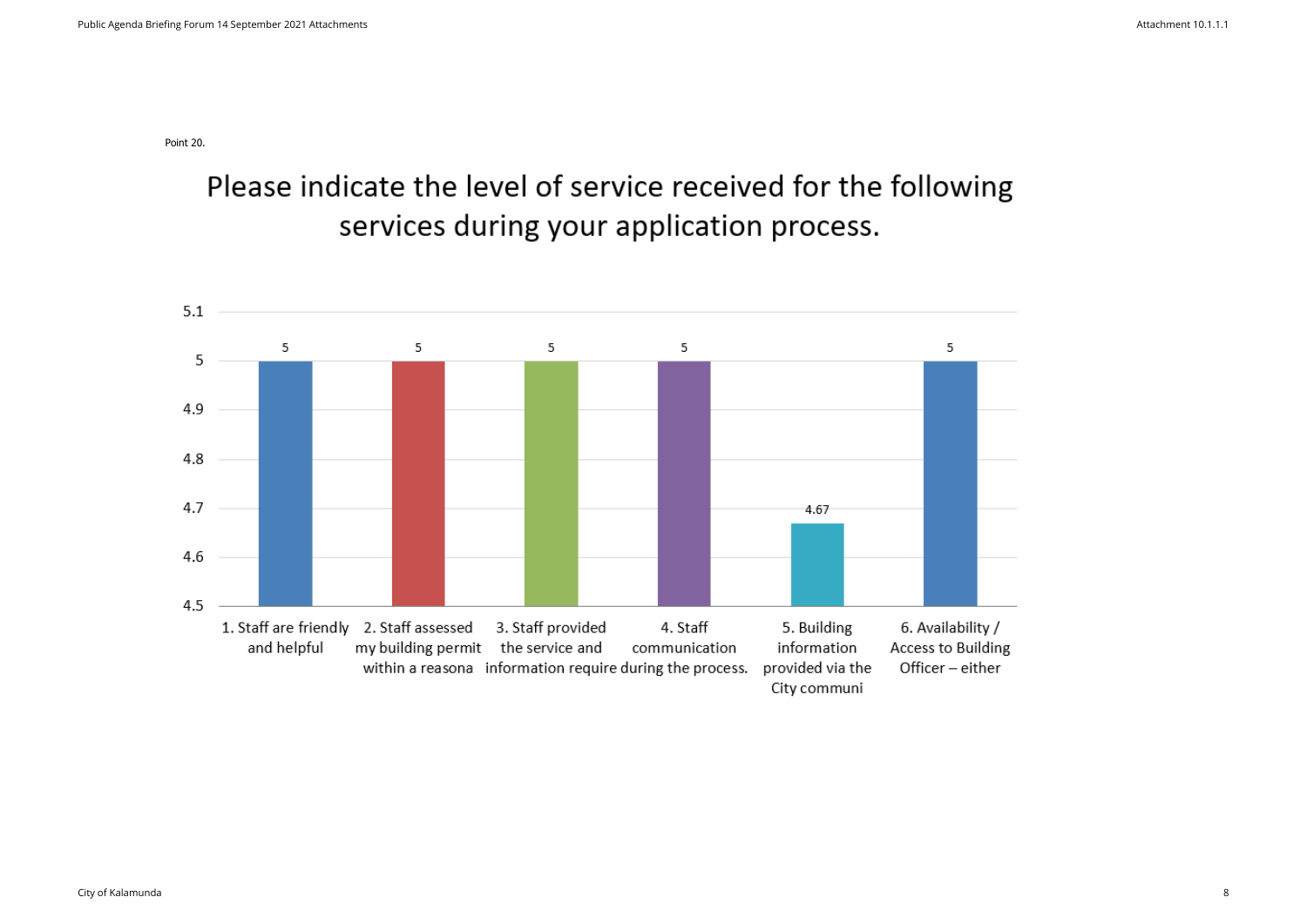Point 20.

## Please indicate the level of service received for the following services during your application process.

| Service | Rating |
|---|---|
| 1. Staff are friendly and helpful | 5 |
| 2. Staff assessed my building permit within a reasona | 5 |
| 3. Staff provided the service and information require | 5 |
| 4. Staff communication during the process. | 5 |
| 5. Building information provided via the City communi | 4.67 |
| 6. Availability / Access to Building Officer – either | 5 |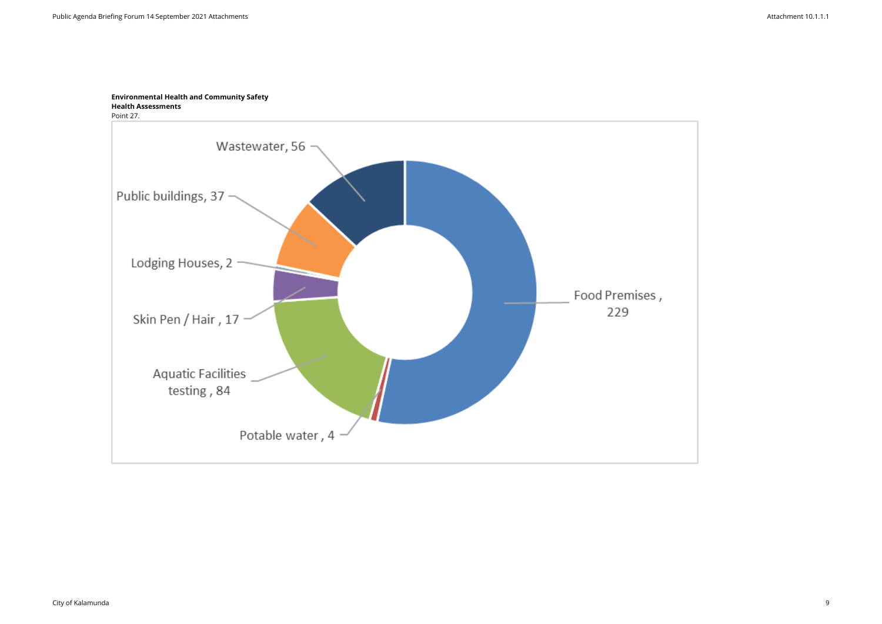**Environmental Health and Community Safety**
**Health Assessments**
Point 27.

Wastewater, 56

Public buildings, 37

Lodging Houses, 2

Skin Pen / Hair , 17

Aquatic Facilities testing , 84

Potable water , 4

Food Premises , 229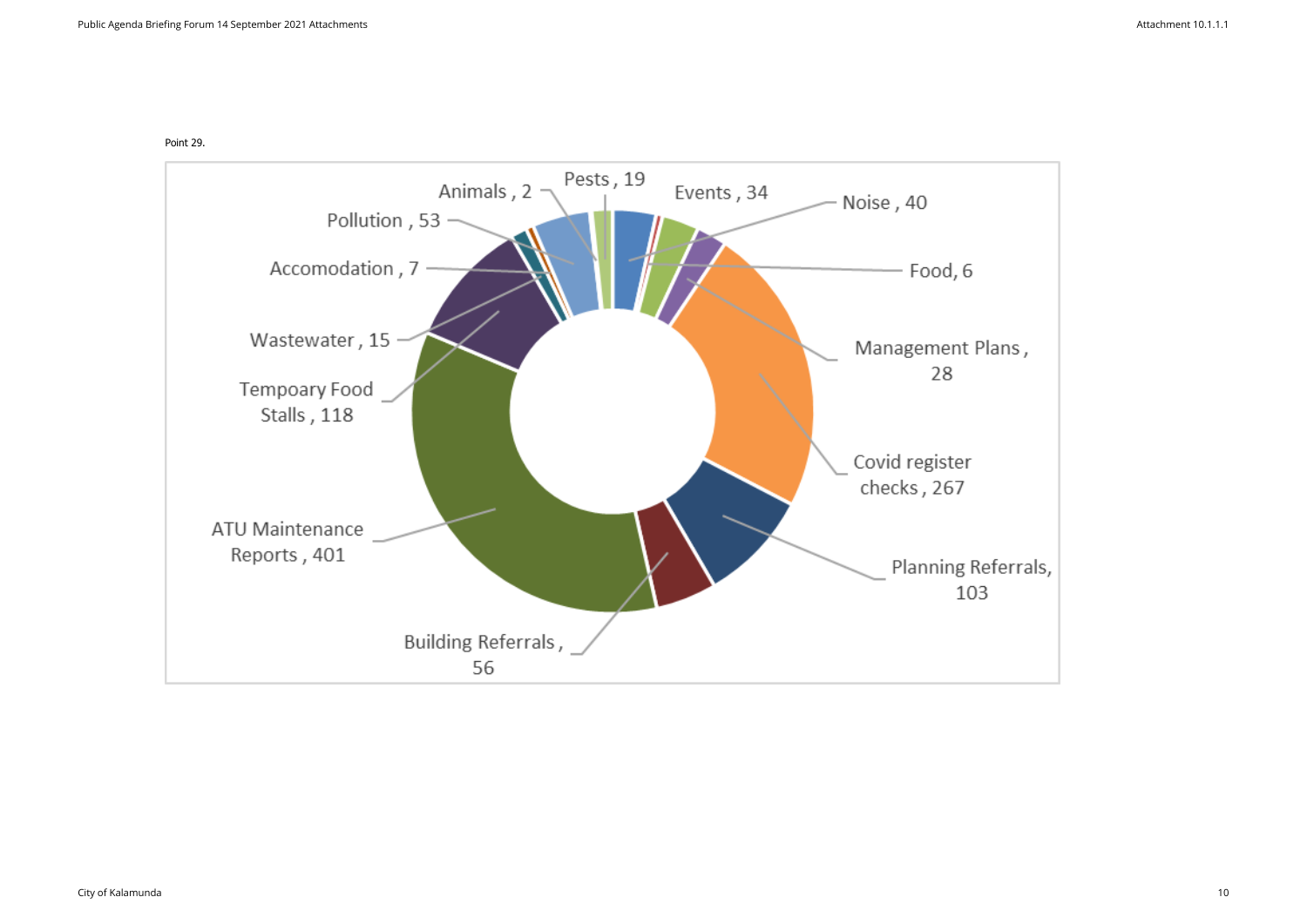Point 29.

| Category | Count |
| --- | --- |
| Animals | 2 |
| Pests | 19 |
| Events | 34 |
| Noise | 40 |
| Pollution | 53 |
| Food | 6 |
| Accomodation | 7 |
| Management Plans | 28 |
| Wastewater | 15 |
| Tempoary Food Stalls | 118 |
| Covid register checks | 267 |
| Planning Referrals | 103 |
| ATU Maintenance Reports | 401 |
| Building Referrals | 56 |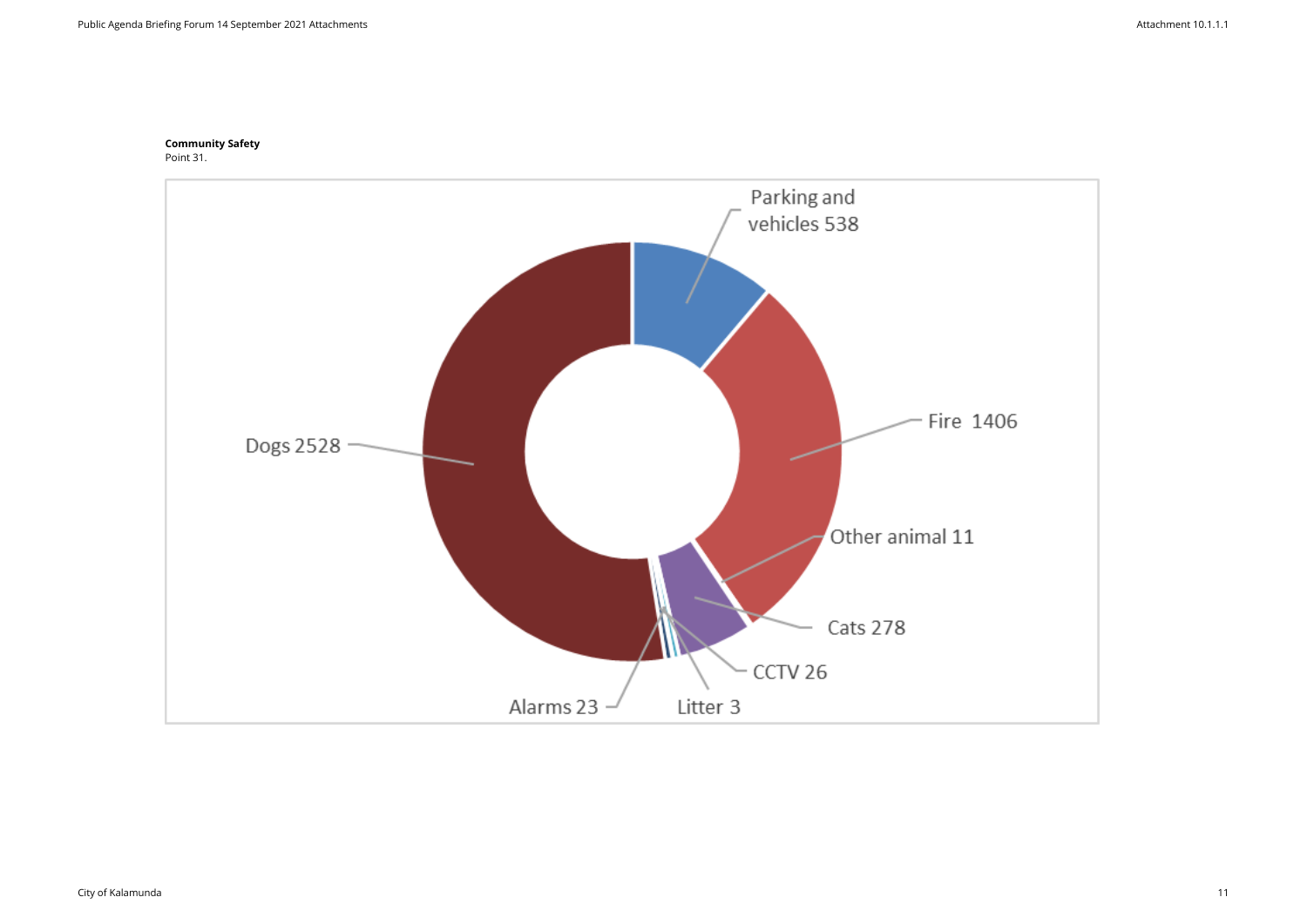**Community Safety**
Point 31.

| Category | Count |
|---|---|
| Parking and vehicles | 538 |
| Fire | 1406 |
| Other animal | 11 |
| Cats | 278 |
| CCTV | 26 |
| Litter | 3 |
| Alarms | 23 |
| Dogs | 2528 |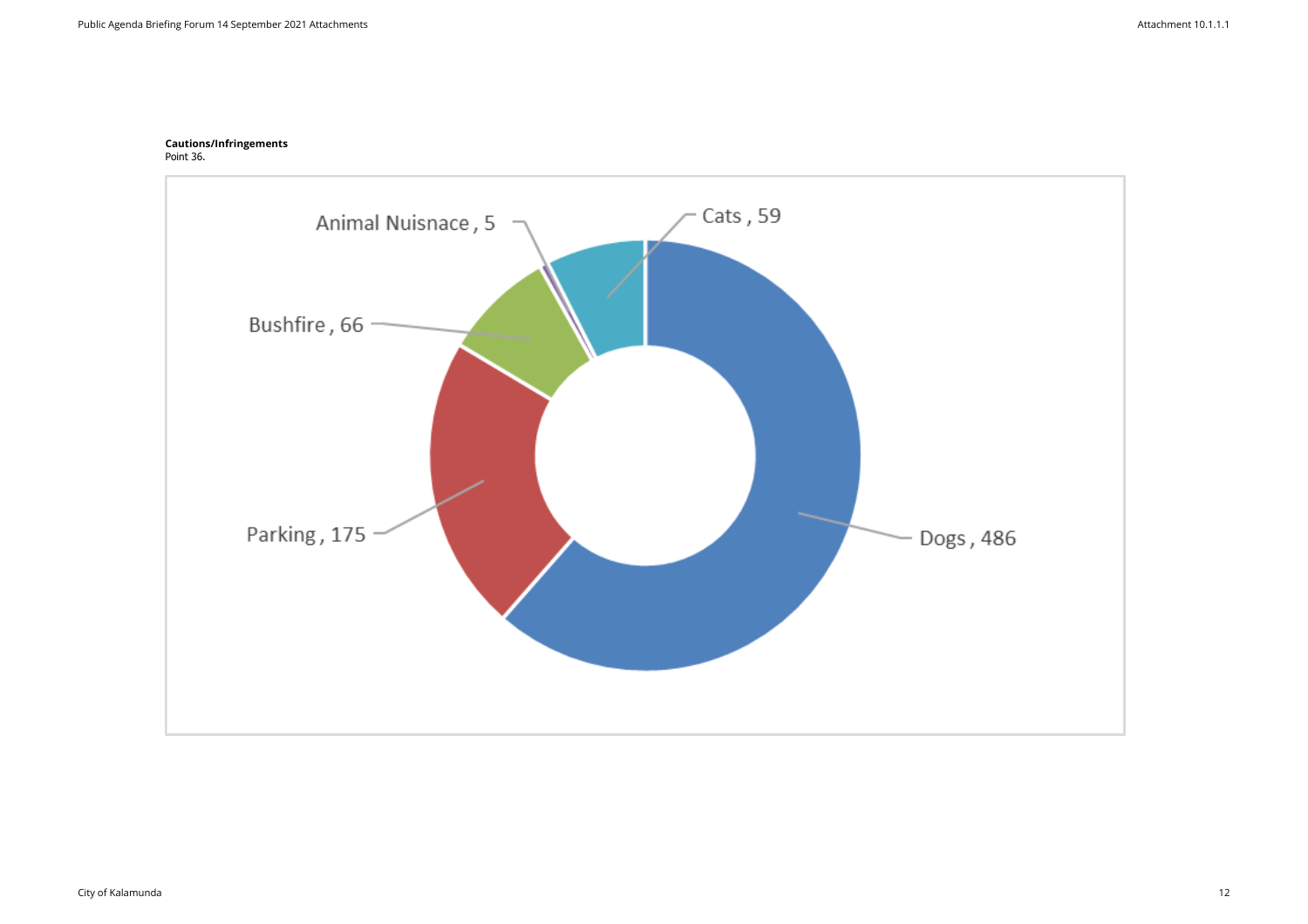**Cautions/Infringements**
Point 36.

Animal Nuisnace , 5

Cats , 59

Bushfire , 66

Parking , 175

Dogs , 486